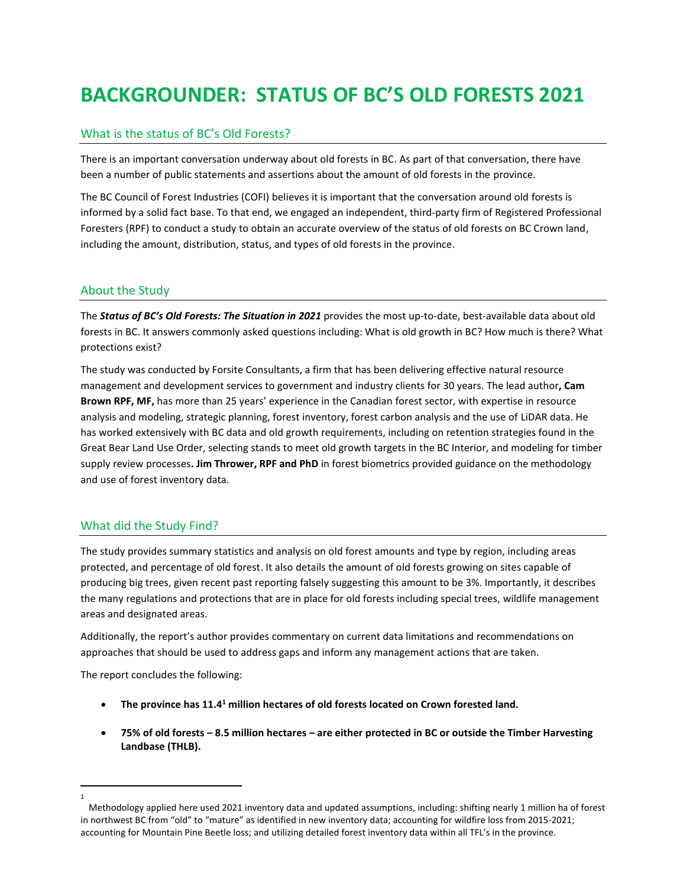# BACKGROUNDER: STATUS OF BC'S OLD FORESTS 2021

## What is the status of BC's Old Forests?

There is an important conversation underway about old forests in BC. As part of that conversation, there have been a number of public statements and assertions about the amount of old forests in the province.

The BC Council of Forest Industries (COFI) believes it is important that the conversation around old forests is informed by a solid fact base. To that end, we engaged an independent, third-party firm of Registered Professional Foresters (RPF) to conduct a study to obtain an accurate overview of the status of old forests on BC Crown land, including the amount, distribution, status, and types of old forests in the province.

## About the Study

The ***Status of BC's Old Forests: The Situation in 2021*** provides the most up-to-date, best-available data about old forests in BC. It answers commonly asked questions including: What is old growth in BC? How much is there? What protections exist?

The study was conducted by Forsite Consultants, a firm that has been delivering effective natural resource management and development services to government and industry clients for 30 years. The lead author**, Cam Brown RPF, MF,** has more than 25 years' experience in the Canadian forest sector, with expertise in resource analysis and modeling, strategic planning, forest inventory, forest carbon analysis and the use of LiDAR data. He has worked extensively with BC data and old growth requirements, including on retention strategies found in the Great Bear Land Use Order, selecting stands to meet old growth targets in the BC Interior, and modeling for timber supply review processes**. Jim Thrower, RPF and PhD** in forest biometrics provided guidance on the methodology and use of forest inventory data.

## What did the Study Find?

The study provides summary statistics and analysis on old forest amounts and type by region, including areas protected, and percentage of old forest. It also details the amount of old forests growing on sites capable of producing big trees, given recent past reporting falsely suggesting this amount to be 3%. Importantly, it describes the many regulations and protections that are in place for old forests including special trees, wildlife management areas and designated areas.

Additionally, the report's author provides commentary on current data limitations and recommendations on approaches that should be used to address gaps and inform any management actions that are taken.

The report concludes the following:

- **The province has 11.4[1] million hectares of old forests located on Crown forested land.**
- **75% of old forests – 8.5 million hectares – are either protected in BC or outside the Timber Harvesting Landbase (THLB).**

---

[1] Methodology applied here used 2021 inventory data and updated assumptions, including: shifting nearly 1 million ha of forest in northwest BC from "old" to "mature" as identified in new inventory data; accounting for wildfire loss from 2015-2021; accounting for Mountain Pine Beetle loss; and utilizing detailed forest inventory data within all TFL's in the province.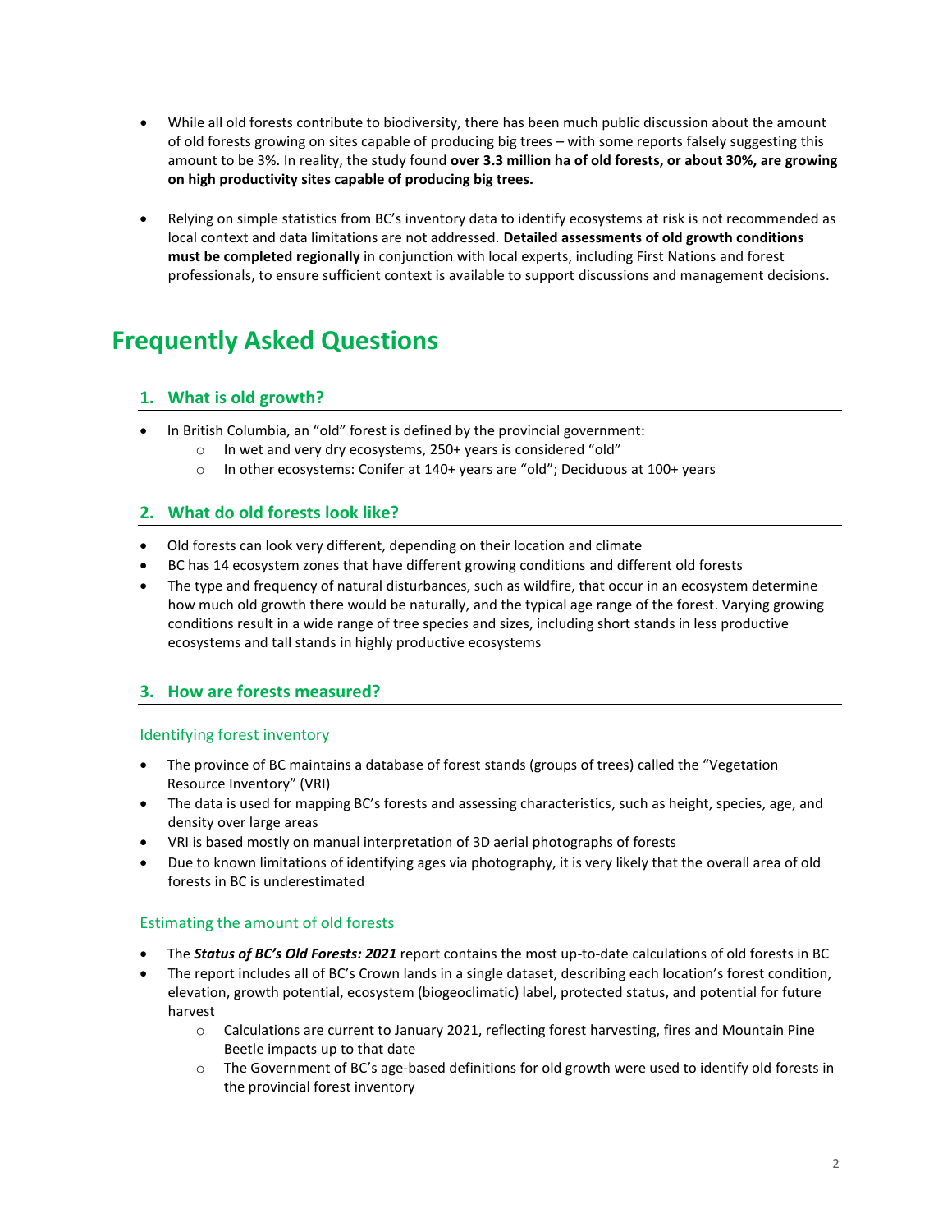- While all old forests contribute to biodiversity, there has been much public discussion about the amount of old forests growing on sites capable of producing big trees – with some reports falsely suggesting this amount to be 3%. In reality, the study found **over 3.3 million ha of old forests, or about 30%, are growing on high productivity sites capable of producing big trees.**

- Relying on simple statistics from BC's inventory data to identify ecosystems at risk is not recommended as local context and data limitations are not addressed. **Detailed assessments of old growth conditions must be completed regionally** in conjunction with local experts, including First Nations and forest professionals, to ensure sufficient context is available to support discussions and management decisions.

# Frequently Asked Questions

## 1. What is old growth?

- In British Columbia, an "old" forest is defined by the provincial government:
    - In wet and very dry ecosystems, 250+ years is considered "old"
    - In other ecosystems: Conifer at 140+ years are "old"; Deciduous at 100+ years

## 2. What do old forests look like?

- Old forests can look very different, depending on their location and climate
- BC has 14 ecosystem zones that have different growing conditions and different old forests
- The type and frequency of natural disturbances, such as wildfire, that occur in an ecosystem determine how much old growth there would be naturally, and the typical age range of the forest. Varying growing conditions result in a wide range of tree species and sizes, including short stands in less productive ecosystems and tall stands in highly productive ecosystems

## 3. How are forests measured?

### Identifying forest inventory

- The province of BC maintains a database of forest stands (groups of trees) called the "Vegetation Resource Inventory" (VRI)
- The data is used for mapping BC's forests and assessing characteristics, such as height, species, age, and density over large areas
- VRI is based mostly on manual interpretation of 3D aerial photographs of forests
- Due to known limitations of identifying ages via photography, it is very likely that the overall area of old forests in BC is underestimated

### Estimating the amount of old forests

- The ***Status of BC's Old Forests: 2021*** report contains the most up-to-date calculations of old forests in BC
- The report includes all of BC's Crown lands in a single dataset, describing each location's forest condition, elevation, growth potential, ecosystem (biogeoclimatic) label, protected status, and potential for future harvest
    - Calculations are current to January 2021, reflecting forest harvesting, fires and Mountain Pine Beetle impacts up to that date
    - The Government of BC's age-based definitions for old growth were used to identify old forests in the provincial forest inventory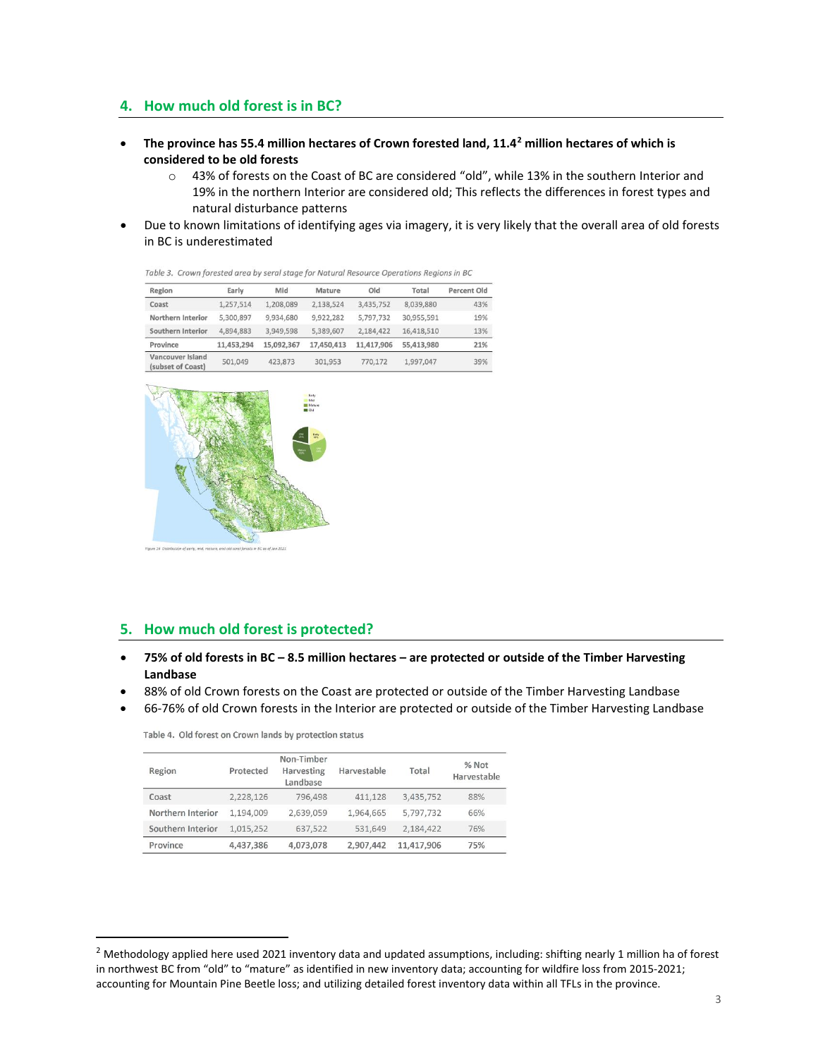## 4. How much old forest is in BC?

- **The province has 55.4 million hectares of Crown forested land, 11.4[2] million hectares of which is considered to be old forests**
    - 43% of forests on the Coast of BC are considered "old", while 13% in the southern Interior and 19% in the northern Interior are considered old; This reflects the differences in forest types and natural disturbance patterns
- Due to known limitations of identifying ages via imagery, it is very likely that the overall area of old forests in BC is underestimated

*Table 3. Crown forested area by seral stage for Natural Resource Operations Regions in BC*

| Region | Early | Mid | Mature | Old | Total | Percent Old |
|---|---|---|---|---|---|---|
| Coast | 1,257,514 | 1,208,089 | 2,138,524 | 3,435,752 | 8,039,880 | 43% |
| Northern Interior | 5,300,897 | 9,934,680 | 9,922,282 | 5,797,732 | 30,955,591 | 19% |
| Southern Interior | 4,894,883 | 3,949,598 | 5,389,607 | 2,184,422 | 16,418,510 | 13% |
| **Province** | **11,453,294** | **15,092,367** | **17,450,413** | **11,417,906** | **55,413,980** | **21%** |
| Vancouver Island (subset of Coast) | 501,049 | 423,873 | 301,953 | 770,172 | 1,997,047 | 39% |

Figure 19. Distribution of early, mid, mature, and old seral forests in BC as of Jan 2021

## 5. How much old forest is protected?

- **75% of old forests in BC – 8.5 million hectares – are protected or outside of the Timber Harvesting Landbase**
- 88% of old Crown forests on the Coast of BC are protected or outside of the Timber Harvesting Landbase
- 66-76% of old Crown forests in the Interior are protected or outside of the Timber Harvesting Landbase

Table 4. Old forest on Crown lands by protection status

| Region | Protected | Non-Timber Harvesting Landbase | Harvestable | Total | % Not Harvestable |
|---|---|---|---|---|---|
| Coast | 2,228,126 | 796,498 | 411,128 | 3,435,752 | 88% |
| Northern Interior | 1,194,009 | 2,639,059 | 1,964,665 | 5,797,732 | 66% |
| Southern Interior | 1,015,252 | 637,522 | 531,649 | 2,184,422 | 76% |
| Province | 4,437,386 | 4,073,078 | 2,907,442 | 11,417,906 | 75% |

[2] Methodology applied here used 2021 inventory data and updated assumptions, including: shifting nearly 1 million ha of forest in northwest BC from "old" to "mature" as identified in new inventory data; accounting for wildfire loss from 2015-2021; accounting for Mountain Pine Beetle loss; and utilizing detailed forest inventory data within all TFLs in the province.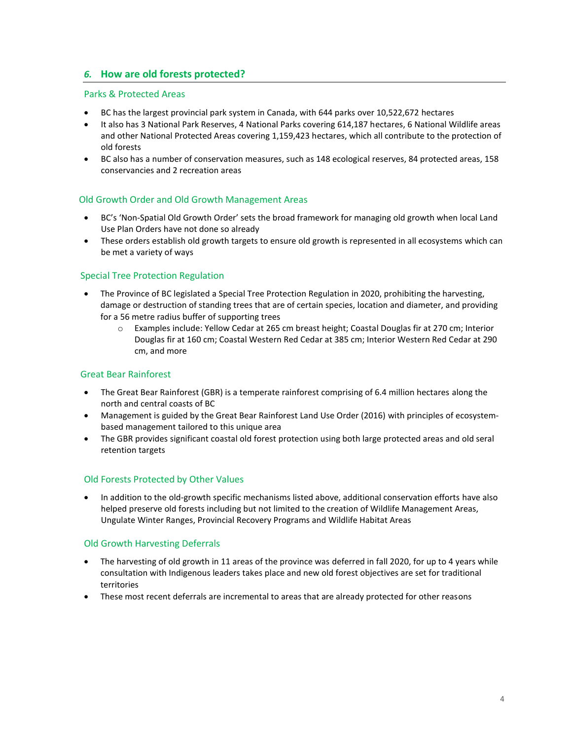## *6.* How are old forests protected?

### Parks & Protected Areas

- BC has the largest provincial park system in Canada, with 644 parks over 10,522,672 hectares
- It also has 3 National Park Reserves, 4 National Parks covering 614,187 hectares, 6 National Wildlife areas and other National Protected Areas covering 1,159,423 hectares, which all contribute to the protection of old forests
- BC also has a number of conservation measures, such as 148 ecological reserves, 84 protected areas, 158 conservancies and 2 recreation areas

### Old Growth Order and Old Growth Management Areas

- BC's 'Non-Spatial Old Growth Order' sets the broad framework for managing old growth when local Land Use Plan Orders have not done so already
- These orders establish old growth targets to ensure old growth is represented in all ecosystems which can be met a variety of ways

### Special Tree Protection Regulation

- The Province of BC legislated a Special Tree Protection Regulation in 2020, prohibiting the harvesting, damage or destruction of standing trees that are of certain species, location and diameter, and providing for a 56 metre radius buffer of supporting trees
  - Examples include: Yellow Cedar at 265 cm breast height; Coastal Douglas fir at 270 cm; Interior Douglas fir at 160 cm; Coastal Western Red Cedar at 385 cm; Interior Western Red Cedar at 290 cm, and more

### Great Bear Rainforest

- The Great Bear Rainforest (GBR) is a temperate rainforest comprising of 6.4 million hectares along the north and central coasts of BC
- Management is guided by the Great Bear Rainforest Land Use Order (2016) with principles of ecosystem-based management tailored to this unique area
- The GBR provides significant coastal old forest protection using both large protected areas and old seral retention targets

### Old Forests Protected by Other Values

- In addition to the old-growth specific mechanisms listed above, additional conservation efforts have also helped preserve old forests including but not limited to the creation of Wildlife Management Areas, Ungulate Winter Ranges, Provincial Recovery Programs and Wildlife Habitat Areas

### Old Growth Harvesting Deferrals

- The harvesting of old growth in 11 areas of the province was deferred in fall 2020, for up to 4 years while consultation with Indigenous leaders takes place and new old forest objectives are set for traditional territories
- These most recent deferrals are incremental to areas that are already protected for other reasons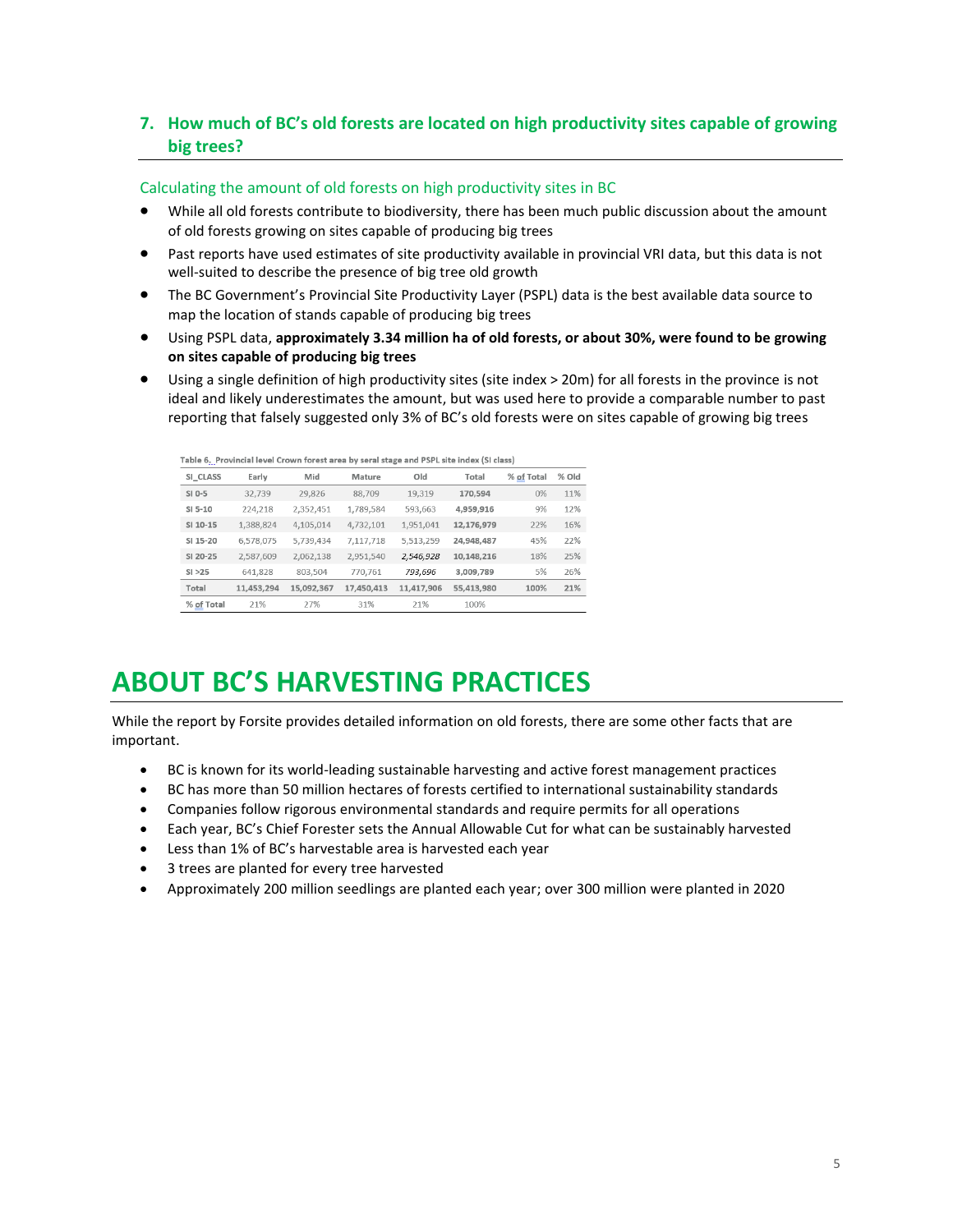## 7. How much of BC's old forests are located on high productivity sites capable of growing big trees?

### Calculating the amount of old forests on high productivity sites in BC

- While all old forests contribute to biodiversity, there has been much public discussion about the amount of old forests growing on sites capable of producing big trees
- Past reports have used estimates of site productivity available in provincial VRI data, but this data is not well-suited to describe the presence of big tree old growth
- The BC Government's Provincial Site Productivity Layer (PSPL) data is the best available data source to map the location of stands capable of producing big trees
- Using PSPL data, **approximately 3.34 million ha of old forests, or about 30%, were found to be growing on sites capable of producing big trees**
- Using a single definition of high productivity sites (site index > 20m) for all forests in the province is not ideal and likely underestimates the amount, but was used here to provide a comparable number to past reporting that falsely suggested only 3% of BC's old forests were on sites capable of growing big trees

Table 6. Provincial level Crown forest area by seral stage and PSPL site index (SI class)

| SI_CLASS | Early | Mid | Mature | Old | Total | % of Total | % Old |
|---|---|---|---|---|---|---|---|
| SI 0-5 | 32,739 | 29,826 | 88,709 | 19,319 | **170,594** | 0% | 11% |
| SI 5-10 | 224,218 | 2,352,451 | 1,789,584 | 593,663 | **4,959,916** | 9% | 12% |
| SI 10-15 | 1,388,824 | 4,105,014 | 4,732,101 | 1,951,041 | **12,176,979** | 22% | 16% |
| SI 15-20 | 6,578,075 | 5,739,434 | 7,117,718 | 5,513,259 | **24,948,487** | 45% | 22% |
| SI 20-25 | 2,587,609 | 2,062,138 | 2,951,540 | *2,546,928* | **10,148,216** | 18% | 25% |
| SI >25 | 641,828 | 803,504 | 770,761 | *793,696* | **3,009,789** | 5% | 26% |
| **Total** | **11,453,294** | **15,092,367** | **17,450,413** | **11,417,906** | **55,413,980** | **100%** | **21%** |
| **% of Total** | 21% | 27% | 31% | 21% | 100% | | |

# ABOUT BC'S HARVESTING PRACTICES

While the report by Forsite provides detailed information on old forests, there are some other facts that are important.

- BC is known for its world-leading sustainable harvesting and active forest management practices
- BC has more than 50 million hectares of forests certified to international sustainability standards
- Companies follow rigorous environmental standards and require permits for all operations
- Each year, BC's Chief Forester sets the Annual Allowable Cut for what can be sustainably harvested
- Less than 1% of BC's harvestable area is harvested each year
- 3 trees are planted for every tree harvested
- Approximately 200 million seedlings are planted each year; over 300 million were planted in 2020